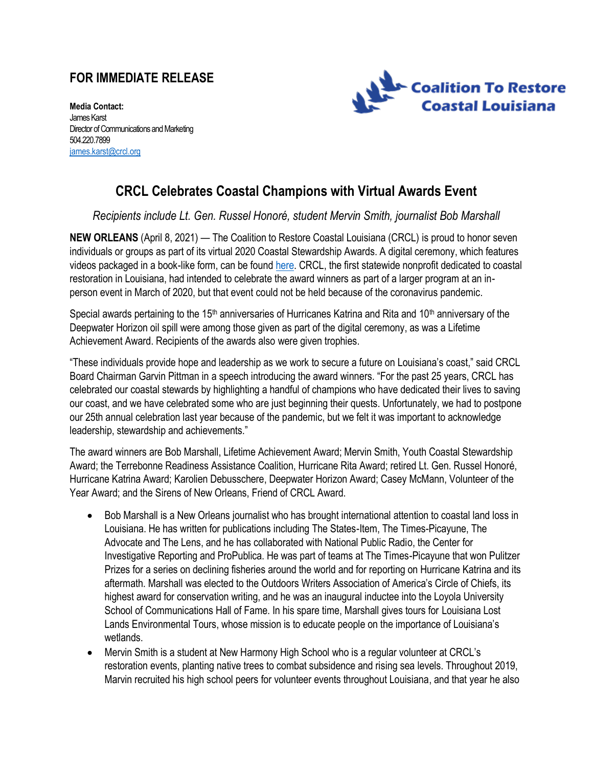## FOR IMMEDIATE RELEASE

**Media Contact:**
James Karst
Director of Communications and Marketing
504.220.7899
james.karst@crcl.org

Coalition To Restore Coastal Louisiana

# CRCL Celebrates Coastal Champions with Virtual Awards Event

*Recipients include Lt. Gen. Russel Honoré, student Mervin Smith, journalist Bob Marshall*

**NEW ORLEANS** (April 8, 2021) — The Coalition to Restore Coastal Louisiana (CRCL) is proud to honor seven individuals or groups as part of its virtual 2020 Coastal Stewardship Awards. A digital ceremony, which features videos packaged in a book-like form, can be found here. CRCL, the first statewide nonprofit dedicated to coastal restoration in Louisiana, had intended to celebrate the award winners as part of a larger program at an in-person event in March of 2020, but that event could not be held because of the coronavirus pandemic.

Special awards pertaining to the 15th anniversaries of Hurricanes Katrina and Rita and 10th anniversary of the Deepwater Horizon oil spill were among those given as part of the digital ceremony, as was a Lifetime Achievement Award. Recipients of the awards also were given trophies.

"These individuals provide hope and leadership as we work to secure a future on Louisiana's coast," said CRCL Board Chairman Garvin Pittman in a speech introducing the award winners. "For the past 25 years, CRCL has celebrated our coastal stewards by highlighting a handful of champions who have dedicated their lives to saving our coast, and we have celebrated some who are just beginning their quests. Unfortunately, we had to postpone our 25th annual celebration last year because of the pandemic, but we felt it was important to acknowledge leadership, stewardship and achievements."

The award winners are Bob Marshall, Lifetime Achievement Award; Mervin Smith, Youth Coastal Stewardship Award; the Terrebonne Readiness Assistance Coalition, Hurricane Rita Award; retired Lt. Gen. Russel Honoré, Hurricane Katrina Award; Karolien Debusschere, Deepwater Horizon Award; Casey McMann, Volunteer of the Year Award; and the Sirens of New Orleans, Friend of CRCL Award.

- Bob Marshall is a New Orleans journalist who has brought international attention to coastal land loss in Louisiana. He has written for publications including The States-Item, The Times-Picayune, The Advocate and The Lens, and he has collaborated with National Public Radio, the Center for Investigative Reporting and ProPublica. He was part of teams at The Times-Picayune that won Pulitzer Prizes for a series on declining fisheries around the world and for reporting on Hurricane Katrina and its aftermath. Marshall was elected to the Outdoors Writers Association of America's Circle of Chiefs, its highest award for conservation writing, and he was an inaugural inductee into the Loyola University School of Communications Hall of Fame. In his spare time, Marshall gives tours for Louisiana Lost Lands Environmental Tours, whose mission is to educate people on the importance of Louisiana's wetlands.
- Mervin Smith is a student at New Harmony High School who is a regular volunteer at CRCL's restoration events, planting native trees to combat subsidence and rising sea levels. Throughout 2019, Marvin recruited his high school peers for volunteer events throughout Louisiana, and that year he also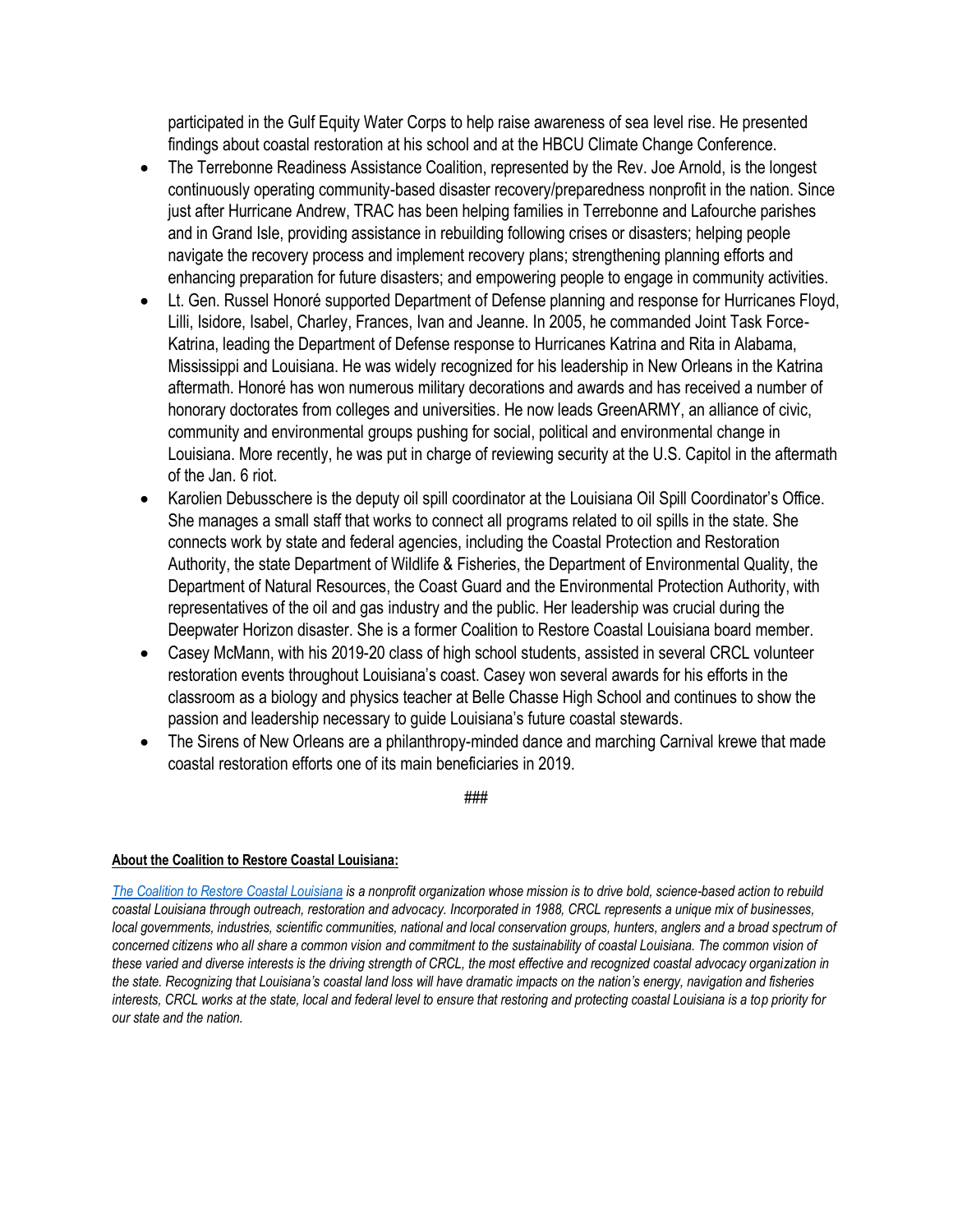participated in the Gulf Equity Water Corps to help raise awareness of sea level rise. He presented findings about coastal restoration at his school and at the HBCU Climate Change Conference.

- The Terrebonne Readiness Assistance Coalition, represented by the Rev. Joe Arnold, is the longest continuously operating community-based disaster recovery/preparedness nonprofit in the nation. Since just after Hurricane Andrew, TRAC has been helping families in Terrebonne and Lafourche parishes and in Grand Isle, providing assistance in rebuilding following crises or disasters; helping people navigate the recovery process and implement recovery plans; strengthening planning efforts and enhancing preparation for future disasters; and empowering people to engage in community activities.
- Lt. Gen. Russel Honoré supported Department of Defense planning and response for Hurricanes Floyd, Lilli, Isidore, Isabel, Charley, Frances, Ivan and Jeanne. In 2005, he commanded Joint Task Force-Katrina, leading the Department of Defense response to Hurricanes Katrina and Rita in Alabama, Mississippi and Louisiana. He was widely recognized for his leadership in New Orleans in the Katrina aftermath. Honoré has won numerous military decorations and awards and has received a number of honorary doctorates from colleges and universities. He now leads GreenARMY, an alliance of civic, community and environmental groups pushing for social, political and environmental change in Louisiana. More recently, he was put in charge of reviewing security at the U.S. Capitol in the aftermath of the Jan. 6 riot.
- Karolien Debusschere is the deputy oil spill coordinator at the Louisiana Oil Spill Coordinator's Office. She manages a small staff that works to connect all programs related to oil spills in the state. She connects work by state and federal agencies, including the Coastal Protection and Restoration Authority, the state Department of Wildlife & Fisheries, the Department of Environmental Quality, the Department of Natural Resources, the Coast Guard and the Environmental Protection Authority, with representatives of the oil and gas industry and the public. Her leadership was crucial during the Deepwater Horizon disaster. She is a former Coalition to Restore Coastal Louisiana board member.
- Casey McMann, with his 2019-20 class of high school students, assisted in several CRCL volunteer restoration events throughout Louisiana's coast. Casey won several awards for his efforts in the classroom as a biology and physics teacher at Belle Chasse High School and continues to show the passion and leadership necessary to guide Louisiana's future coastal stewards.
- The Sirens of New Orleans are a philanthropy-minded dance and marching Carnival krewe that made coastal restoration efforts one of its main beneficiaries in 2019.

###

**About the Coalition to Restore Coastal Louisiana:**

*The Coalition to Restore Coastal Louisiana is a nonprofit organization whose mission is to drive bold, science-based action to rebuild coastal Louisiana through outreach, restoration and advocacy. Incorporated in 1988, CRCL represents a unique mix of businesses, local governments, industries, scientific communities, national and local conservation groups, hunters, anglers and a broad spectrum of concerned citizens who all share a common vision and commitment to the sustainability of coastal Louisiana. The common vision of these varied and diverse interests is the driving strength of CRCL, the most effective and recognized coastal advocacy organization in the state. Recognizing that Louisiana's coastal land loss will have dramatic impacts on the nation's energy, navigation and fisheries interests, CRCL works at the state, local and federal level to ensure that restoring and protecting coastal Louisiana is a top priority for our state and the nation.*